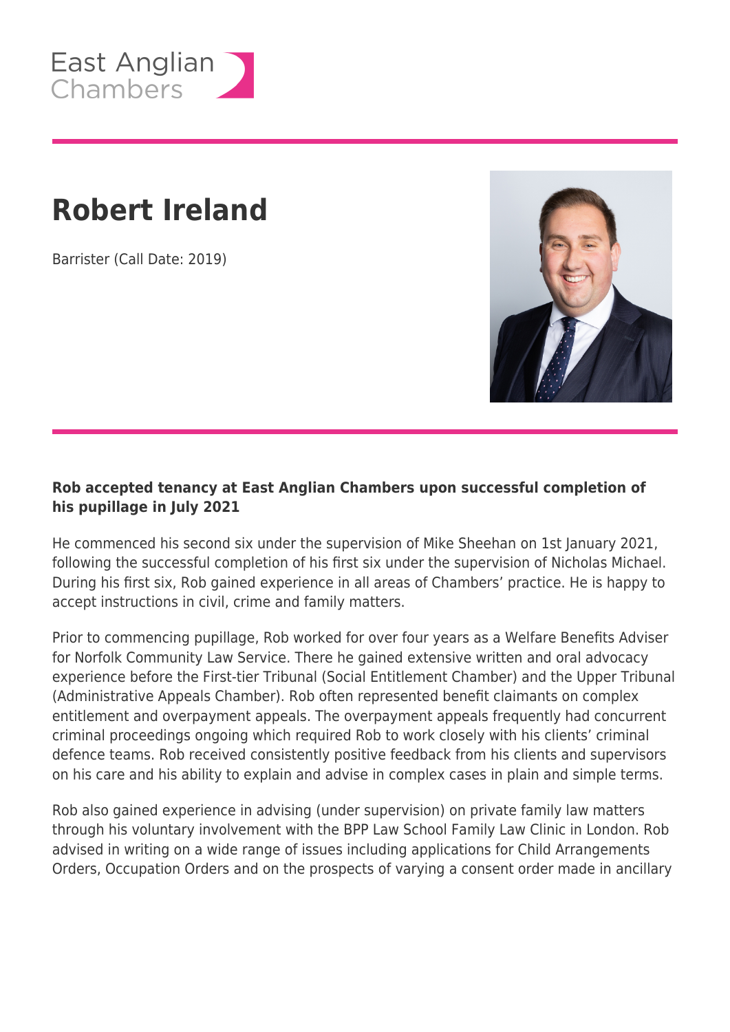East Anglian Chambers

# Robert Ireland

Barrister (Call Date: 2019)

**Rob accepted tenancy at East Anglian Chambers upon successful completion of his pupillage in July 2021**

He commenced his second six under the supervision of Mike Sheehan on 1st January 2021, following the successful completion of his first six under the supervision of Nicholas Michael. During his first six, Rob gained experience in all areas of Chambers' practice. He is happy to accept instructions in civil, crime and family matters.

Prior to commencing pupillage, Rob worked for over four years as a Welfare Benefits Adviser for Norfolk Community Law Service. There he gained extensive written and oral advocacy experience before the First-tier Tribunal (Social Entitlement Chamber) and the Upper Tribunal (Administrative Appeals Chamber). Rob often represented benefit claimants on complex entitlement and overpayment appeals. The overpayment appeals frequently had concurrent criminal proceedings ongoing which required Rob to work closely with his clients' criminal defence teams. Rob received consistently positive feedback from his clients and supervisors on his care and his ability to explain and advise in complex cases in plain and simple terms.

Rob also gained experience in advising (under supervision) on private family law matters through his voluntary involvement with the BPP Law School Family Law Clinic in London. Rob advised in writing on a wide range of issues including applications for Child Arrangements Orders, Occupation Orders and on the prospects of varying a consent order made in ancillary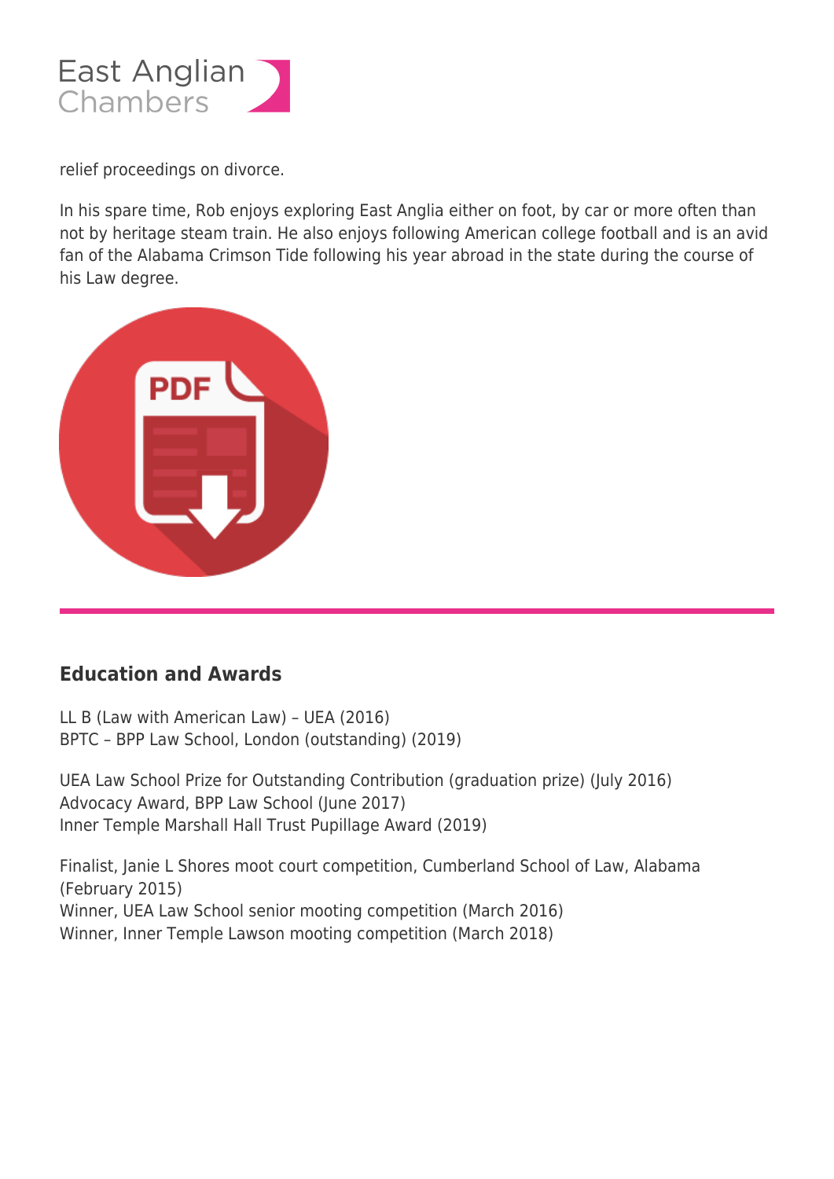relief proceedings on divorce.

In his spare time, Rob enjoys exploring East Anglia either on foot, by car or more often than not by heritage steam train. He also enjoys following American college football and is an avid fan of the Alabama Crimson Tide following his year abroad in the state during the course of his Law degree.

## Education and Awards

LL B (Law with American Law) – UEA (2016)
BPTC – BPP Law School, London (outstanding) (2019)

UEA Law School Prize for Outstanding Contribution (graduation prize) (July 2016)
Advocacy Award, BPP Law School (June 2017)
Inner Temple Marshall Hall Trust Pupillage Award (2019)

Finalist, Janie L Shores moot court competition, Cumberland School of Law, Alabama (February 2015)
Winner, UEA Law School senior mooting competition (March 2016)
Winner, Inner Temple Lawson mooting competition (March 2018)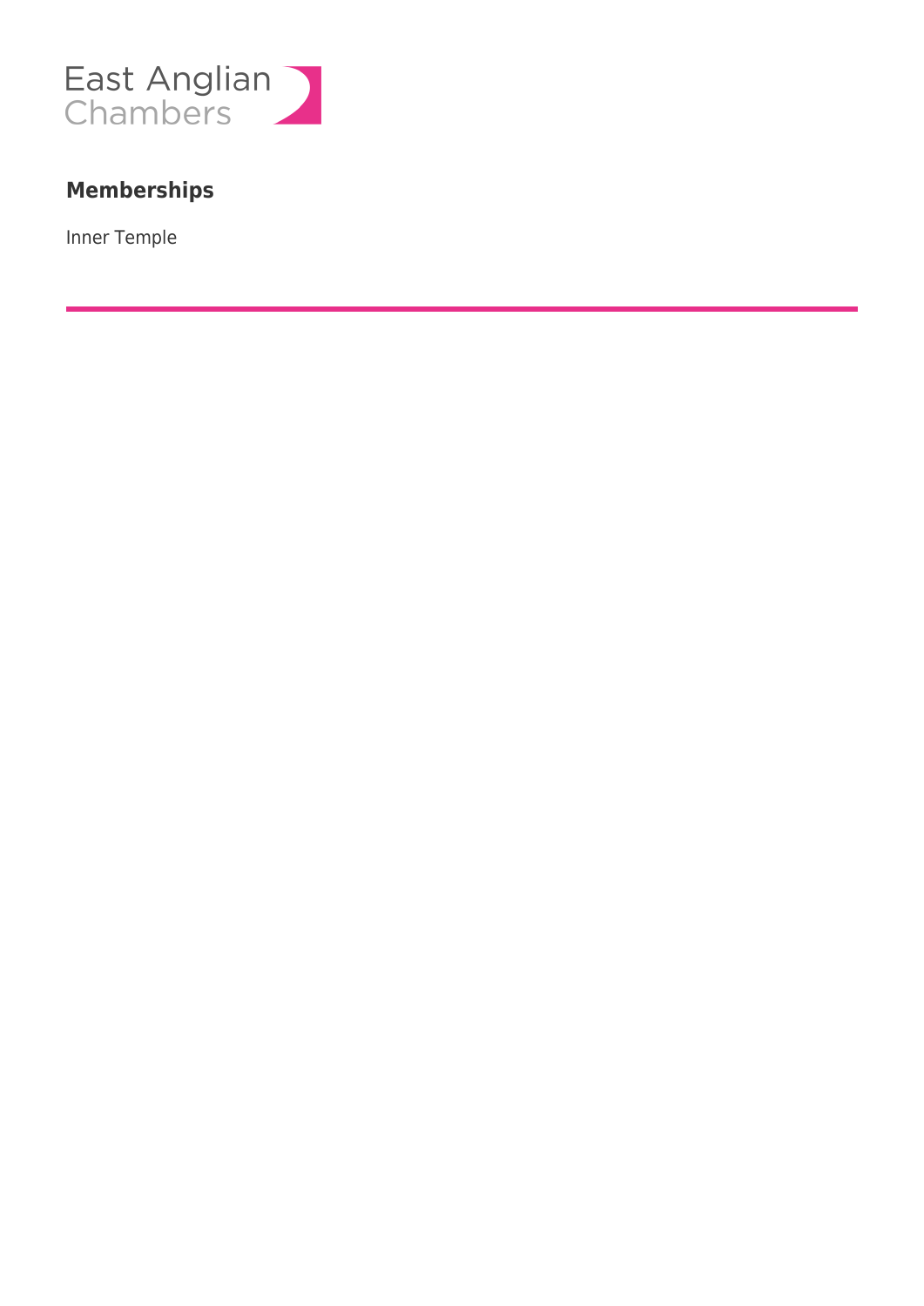## Memberships

Inner Temple